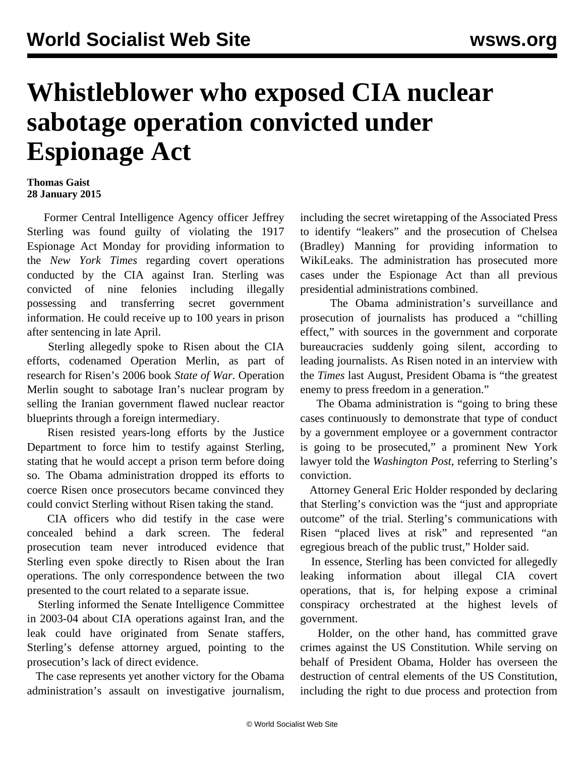# Whistleblower who exposed CIA nuclear sabotage operation convicted under Espionage Act

**Thomas Gaist**
**28 January 2015**

Former Central Intelligence Agency officer Jeffrey Sterling was found guilty of violating the 1917 Espionage Act Monday for providing information to the *New York Times* regarding covert operations conducted by the CIA against Iran. Sterling was convicted of nine felonies including illegally possessing and transferring secret government information. He could receive up to 100 years in prison after sentencing in late April.

Sterling allegedly spoke to Risen about the CIA efforts, codenamed Operation Merlin, as part of research for Risen's 2006 book *State of War*. Operation Merlin sought to sabotage Iran's nuclear program by selling the Iranian government flawed nuclear reactor blueprints through a foreign intermediary.

Risen resisted years-long efforts by the Justice Department to force him to testify against Sterling, stating that he would accept a prison term before doing so. The Obama administration dropped its efforts to coerce Risen once prosecutors became convinced they could convict Sterling without Risen taking the stand.

CIA officers who did testify in the case were concealed behind a dark screen. The federal prosecution team never introduced evidence that Sterling even spoke directly to Risen about the Iran operations. The only correspondence between the two presented to the court related to a separate issue.

Sterling informed the Senate Intelligence Committee in 2003-04 about CIA operations against Iran, and the leak could have originated from Senate staffers, Sterling's defense attorney argued, pointing to the prosecution's lack of direct evidence.

The case represents yet another victory for the Obama administration's assault on investigative journalism, including the secret wiretapping of the Associated Press to identify "leakers" and the prosecution of Chelsea (Bradley) Manning for providing information to WikiLeaks. The administration has prosecuted more cases under the Espionage Act than all previous presidential administrations combined.

The Obama administration's surveillance and prosecution of journalists has produced a "chilling effect," with sources in the government and corporate bureaucracies suddenly going silent, according to leading journalists. As Risen noted in an interview with the *Times* last August, President Obama is "the greatest enemy to press freedom in a generation."

The Obama administration is "going to bring these cases continuously to demonstrate that type of conduct by a government employee or a government contractor is going to be prosecuted," a prominent New York lawyer told the *Washington Post*, referring to Sterling's conviction.

Attorney General Eric Holder responded by declaring that Sterling's conviction was the "just and appropriate outcome" of the trial. Sterling's communications with Risen "placed lives at risk" and represented "an egregious breach of the public trust," Holder said.

In essence, Sterling has been convicted for allegedly leaking information about illegal CIA covert operations, that is, for helping expose a criminal conspiracy orchestrated at the highest levels of government.

Holder, on the other hand, has committed grave crimes against the US Constitution. While serving on behalf of President Obama, Holder has overseen the destruction of central elements of the US Constitution, including the right to due process and protection from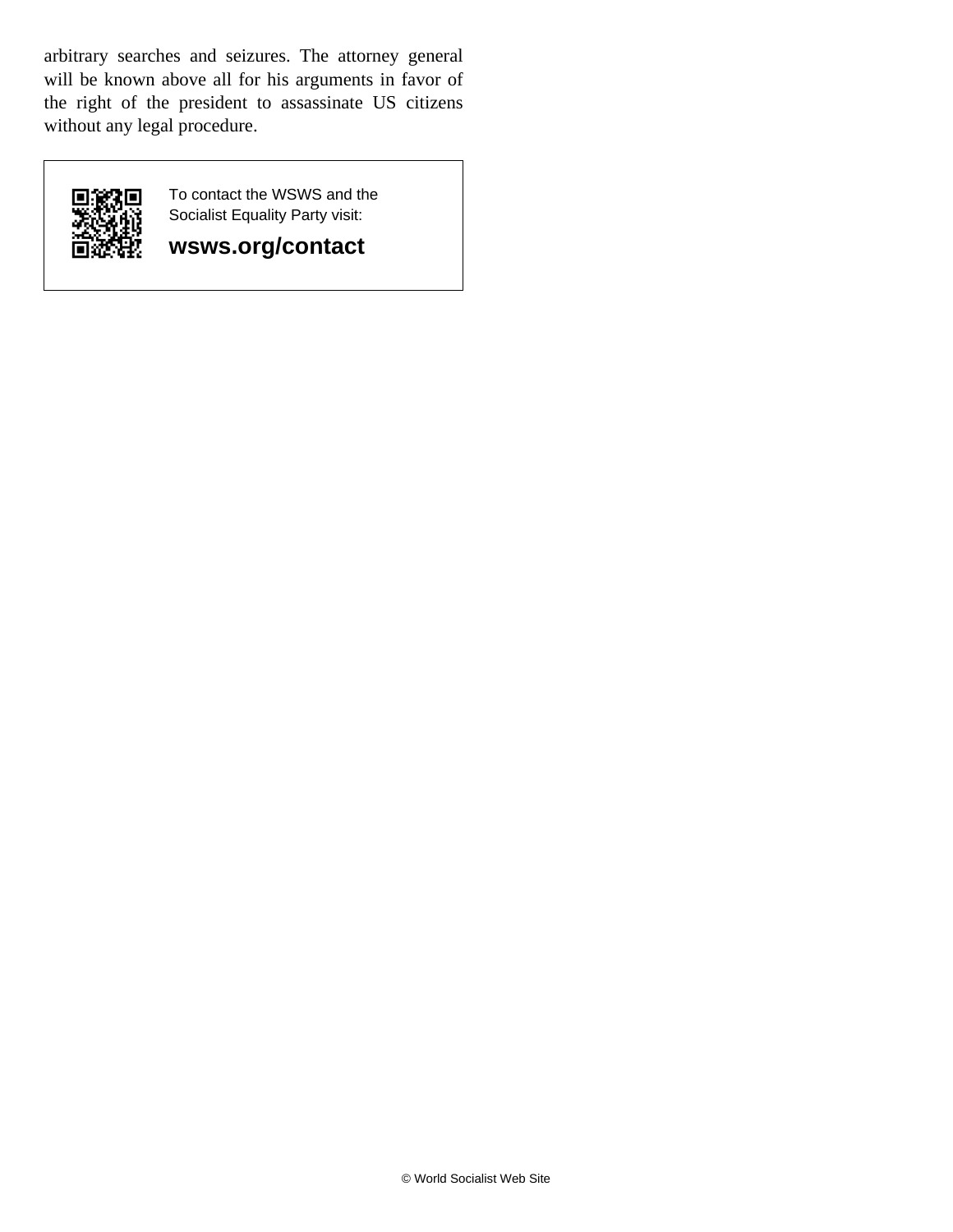arbitrary searches and seizures. The attorney general will be known above all for his arguments in favor of the right of the president to assassinate US citizens without any legal procedure.

To contact the WSWS and the Socialist Equality Party visit:

**wsws.org/contact**